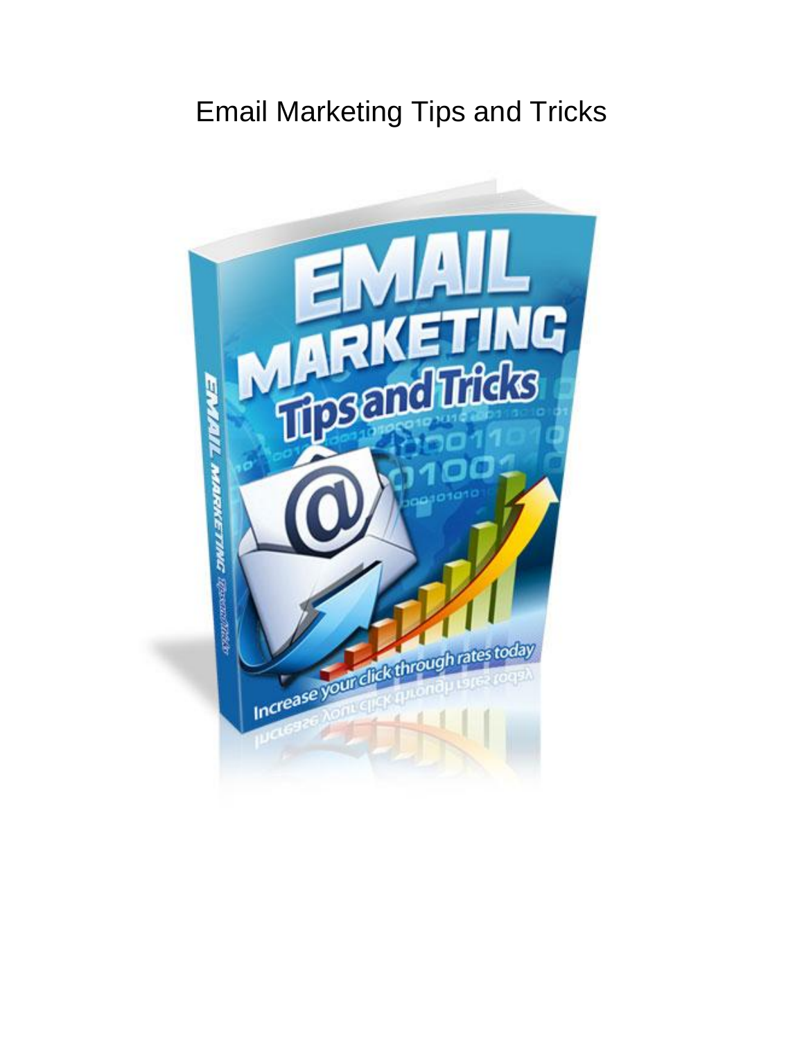# Email Marketing Tips and Tricks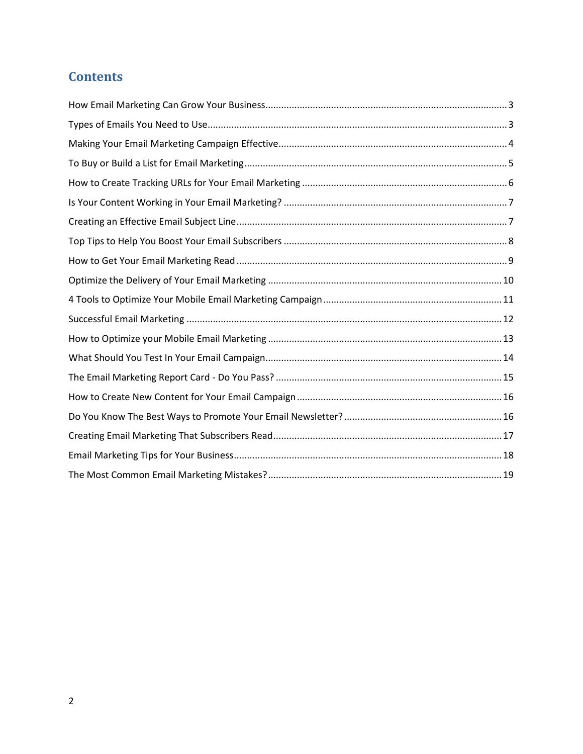# Contents

How Email Marketing Can Grow Your Business ........ 3

Types of Emails You Need to Use ........ 3

Making Your Email Marketing Campaign Effective ........ 4

To Buy or Build a List for Email Marketing ........ 5

How to Create Tracking URLs for Your Email Marketing ........ 6

Is Your Content Working in Your Email Marketing? ........ 7

Creating an Effective Email Subject Line ........ 7

Top Tips to Help You Boost Your Email Subscribers ........ 8

How to Get Your Email Marketing Read ........ 9

Optimize the Delivery of Your Email Marketing ........ 10

4 Tools to Optimize Your Mobile Email Marketing Campaign ........ 11

Successful Email Marketing ........ 12

How to Optimize your Mobile Email Marketing ........ 13

What Should You Test In Your Email Campaign ........ 14

The Email Marketing Report Card - Do You Pass? ........ 15

How to Create New Content for Your Email Campaign ........ 16

Do You Know The Best Ways to Promote Your Email Newsletter? ........ 16

Creating Email Marketing That Subscribers Read ........ 17

Email Marketing Tips for Your Business ........ 18

The Most Common Email Marketing Mistakes? ........ 19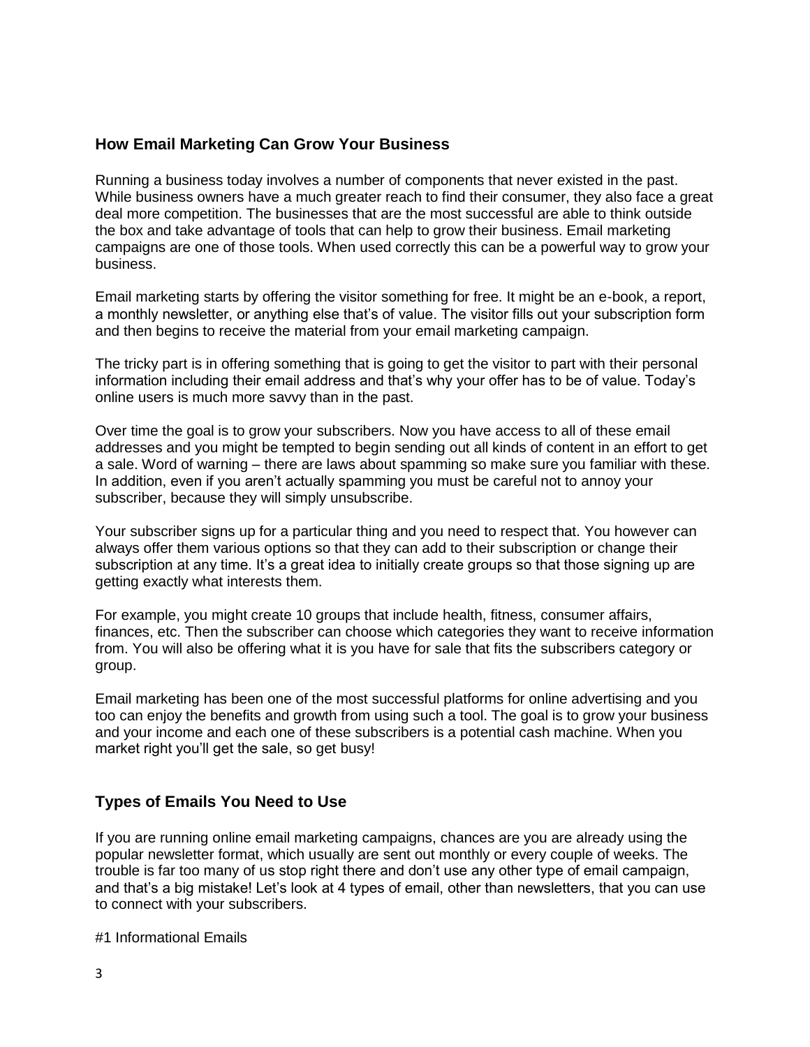## How Email Marketing Can Grow Your Business

Running a business today involves a number of components that never existed in the past. While business owners have a much greater reach to find their consumer, they also face a great deal more competition. The businesses that are the most successful are able to think outside the box and take advantage of tools that can help to grow their business. Email marketing campaigns are one of those tools. When used correctly this can be a powerful way to grow your business.

Email marketing starts by offering the visitor something for free. It might be an e-book, a report, a monthly newsletter, or anything else that's of value. The visitor fills out your subscription form and then begins to receive the material from your email marketing campaign.

The tricky part is in offering something that is going to get the visitor to part with their personal information including their email address and that's why your offer has to be of value. Today's online users is much more savvy than in the past.

Over time the goal is to grow your subscribers. Now you have access to all of these email addresses and you might be tempted to begin sending out all kinds of content in an effort to get a sale. Word of warning – there are laws about spamming so make sure you familiar with these. In addition, even if you aren't actually spamming you must be careful not to annoy your subscriber, because they will simply unsubscribe.

Your subscriber signs up for a particular thing and you need to respect that. You however can always offer them various options so that they can add to their subscription or change their subscription at any time. It's a great idea to initially create groups so that those signing up are getting exactly what interests them.

For example, you might create 10 groups that include health, fitness, consumer affairs, finances, etc. Then the subscriber can choose which categories they want to receive information from. You will also be offering what it is you have for sale that fits the subscribers category or group.

Email marketing has been one of the most successful platforms for online advertising and you too can enjoy the benefits and growth from using such a tool. The goal is to grow your business and your income and each one of these subscribers is a potential cash machine. When you market right you'll get the sale, so get busy!

## Types of Emails You Need to Use

If you are running online email marketing campaigns, chances are you are already using the popular newsletter format, which usually are sent out monthly or every couple of weeks. The trouble is far too many of us stop right there and don't use any other type of email campaign, and that's a big mistake! Let's look at 4 types of email, other than newsletters, that you can use to connect with your subscribers.

#1 Informational Emails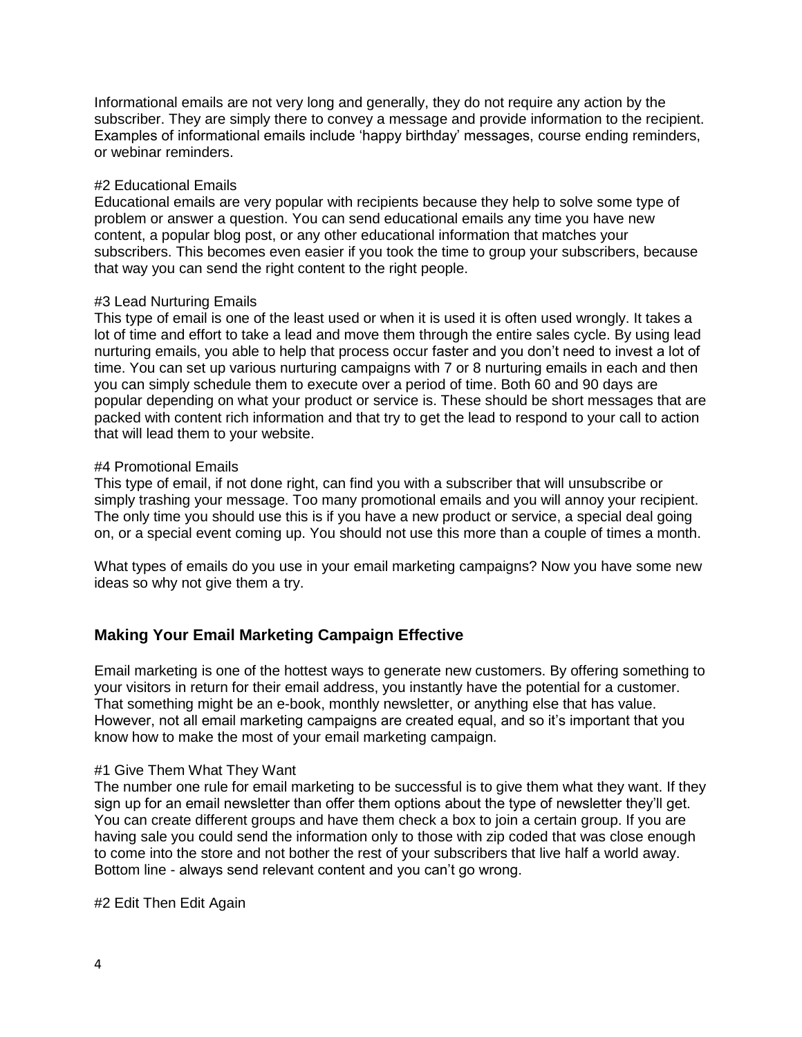Informational emails are not very long and generally, they do not require any action by the subscriber. They are simply there to convey a message and provide information to the recipient. Examples of informational emails include 'happy birthday' messages, course ending reminders, or webinar reminders.

#2 Educational Emails
Educational emails are very popular with recipients because they help to solve some type of problem or answer a question. You can send educational emails any time you have new content, a popular blog post, or any other educational information that matches your subscribers. This becomes even easier if you took the time to group your subscribers, because that way you can send the right content to the right people.

#3 Lead Nurturing Emails
This type of email is one of the least used or when it is used it is often used wrongly. It takes a lot of time and effort to take a lead and move them through the entire sales cycle. By using lead nurturing emails, you able to help that process occur faster and you don't need to invest a lot of time. You can set up various nurturing campaigns with 7 or 8 nurturing emails in each and then you can simply schedule them to execute over a period of time. Both 60 and 90 days are popular depending on what your product or service is. These should be short messages that are packed with content rich information and that try to get the lead to respond to your call to action that will lead them to your website.

#4 Promotional Emails
This type of email, if not done right, can find you with a subscriber that will unsubscribe or simply trashing your message. Too many promotional emails and you will annoy your recipient. The only time you should use this is if you have a new product or service, a special deal going on, or a special event coming up. You should not use this more than a couple of times a month.

What types of emails do you use in your email marketing campaigns? Now you have some new ideas so why not give them a try.

## Making Your Email Marketing Campaign Effective

Email marketing is one of the hottest ways to generate new customers. By offering something to your visitors in return for their email address, you instantly have the potential for a customer. That something might be an e-book, monthly newsletter, or anything else that has value. However, not all email marketing campaigns are created equal, and so it's important that you know how to make the most of your email marketing campaign.

#1 Give Them What They Want
The number one rule for email marketing to be successful is to give them what they want. If they sign up for an email newsletter than offer them options about the type of newsletter they'll get. You can create different groups and have them check a box to join a certain group. If you are having sale you could send the information only to those with zip coded that was close enough to come into the store and not bother the rest of your subscribers that live half a world away. Bottom line - always send relevant content and you can't go wrong.

#2 Edit Then Edit Again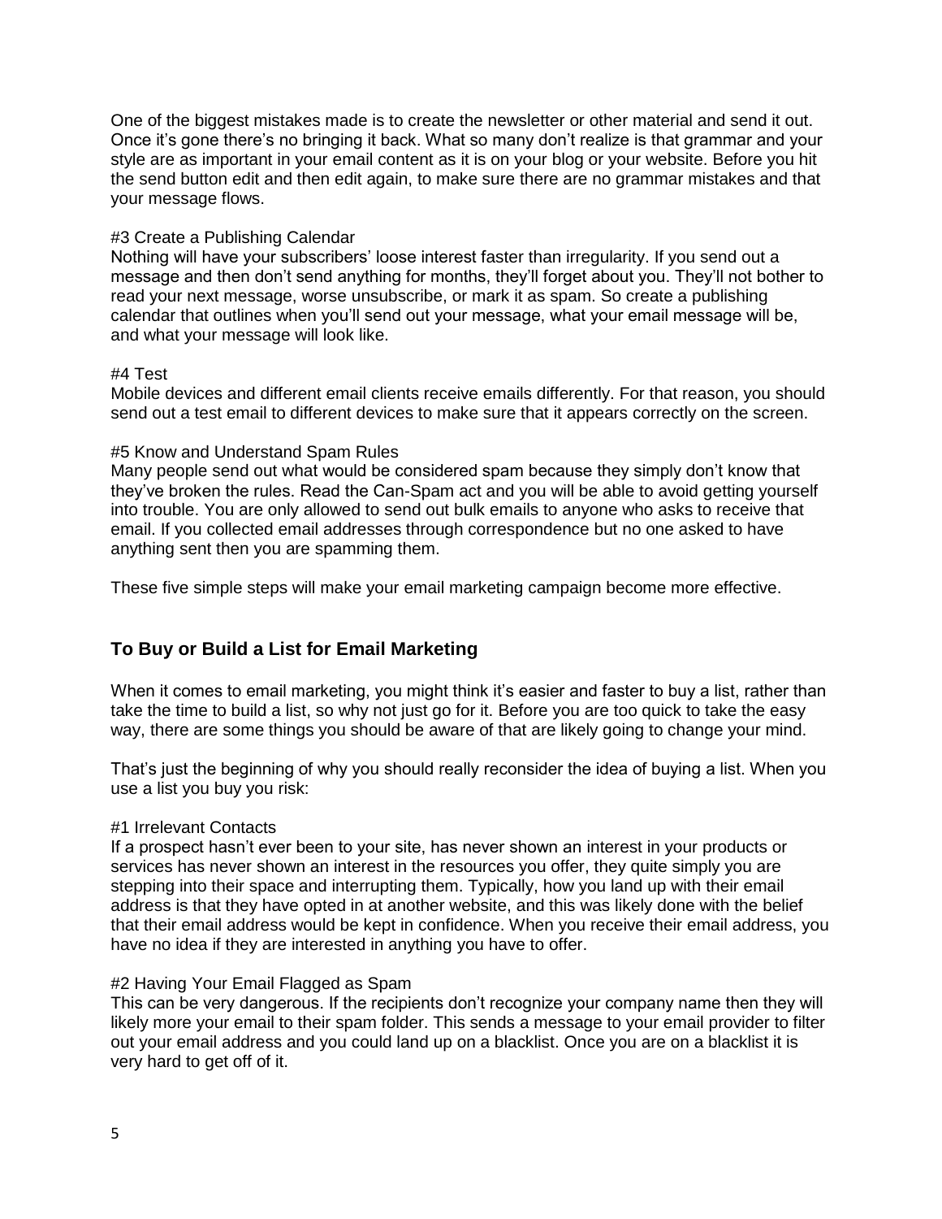One of the biggest mistakes made is to create the newsletter or other material and send it out. Once it's gone there's no bringing it back. What so many don't realize is that grammar and your style are as important in your email content as it is on your blog or your website. Before you hit the send button edit and then edit again, to make sure there are no grammar mistakes and that your message flows.

#3 Create a Publishing Calendar
Nothing will have your subscribers' loose interest faster than irregularity. If you send out a message and then don't send anything for months, they'll forget about you. They'll not bother to read your next message, worse unsubscribe, or mark it as spam. So create a publishing calendar that outlines when you'll send out your message, what your email message will be, and what your message will look like.

#4 Test
Mobile devices and different email clients receive emails differently. For that reason, you should send out a test email to different devices to make sure that it appears correctly on the screen.

#5 Know and Understand Spam Rules
Many people send out what would be considered spam because they simply don't know that they've broken the rules. Read the Can-Spam act and you will be able to avoid getting yourself into trouble. You are only allowed to send out bulk emails to anyone who asks to receive that email. If you collected email addresses through correspondence but no one asked to have anything sent then you are spamming them.

These five simple steps will make your email marketing campaign become more effective.

## To Buy or Build a List for Email Marketing

When it comes to email marketing, you might think it's easier and faster to buy a list, rather than take the time to build a list, so why not just go for it. Before you are too quick to take the easy way, there are some things you should be aware of that are likely going to change your mind.

That's just the beginning of why you should really reconsider the idea of buying a list. When you use a list you buy you risk:

#1 Irrelevant Contacts
If a prospect hasn't ever been to your site, has never shown an interest in your products or services has never shown an interest in the resources you offer, they quite simply you are stepping into their space and interrupting them. Typically, how you land up with their email address is that they have opted in at another website, and this was likely done with the belief that their email address would be kept in confidence. When you receive their email address, you have no idea if they are interested in anything you have to offer.

#2 Having Your Email Flagged as Spam
This can be very dangerous. If the recipients don't recognize your company name then they will likely more your email to their spam folder. This sends a message to your email provider to filter out your email address and you could land up on a blacklist. Once you are on a blacklist it is very hard to get off of it.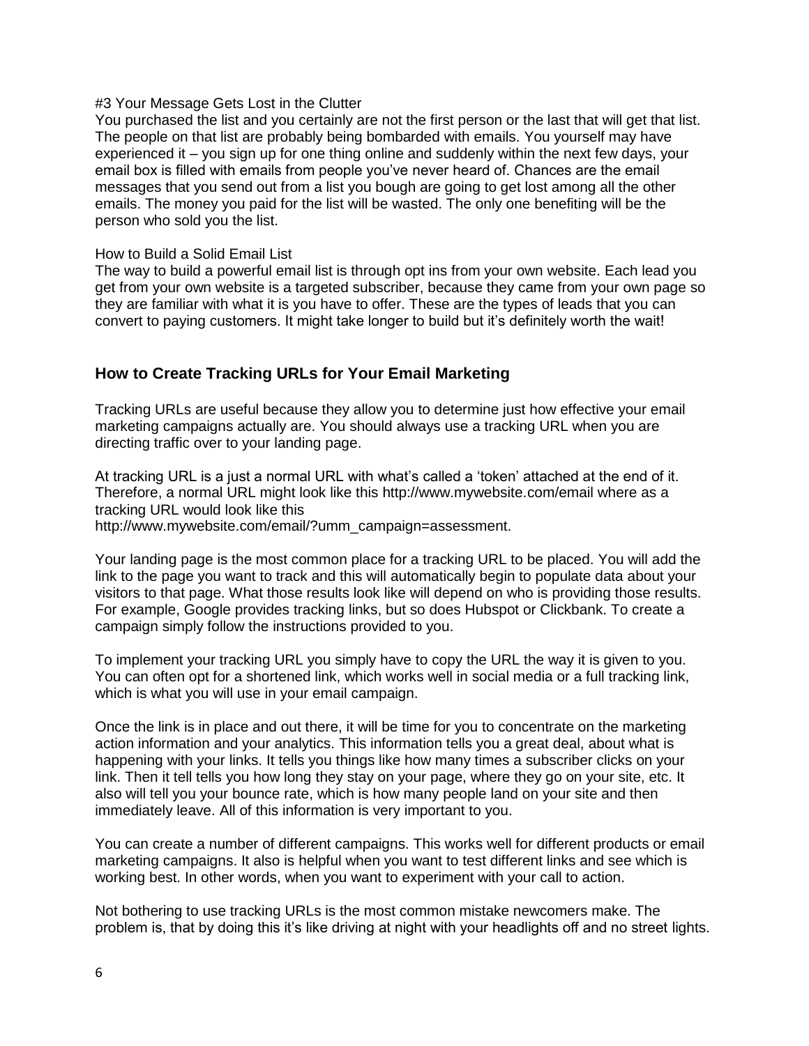#3 Your Message Gets Lost in the Clutter
You purchased the list and you certainly are not the first person or the last that will get that list. The people on that list are probably being bombarded with emails. You yourself may have experienced it – you sign up for one thing online and suddenly within the next few days, your email box is filled with emails from people you've never heard of. Chances are the email messages that you send out from a list you bough are going to get lost among all the other emails. The money you paid for the list will be wasted. The only one benefiting will be the person who sold you the list.

How to Build a Solid Email List
The way to build a powerful email list is through opt ins from your own website. Each lead you get from your own website is a targeted subscriber, because they came from your own page so they are familiar with what it is you have to offer. These are the types of leads that you can convert to paying customers. It might take longer to build but it's definitely worth the wait!

## How to Create Tracking URLs for Your Email Marketing

Tracking URLs are useful because they allow you to determine just how effective your email marketing campaigns actually are. You should always use a tracking URL when you are directing traffic over to your landing page.

At tracking URL is a just a normal URL with what's called a 'token' attached at the end of it. Therefore, a normal URL might look like this http://www.mywebsite.com/email where as a tracking URL would look like this
http://www.mywebsite.com/email/?umm_campaign=assessment.

Your landing page is the most common place for a tracking URL to be placed. You will add the link to the page you want to track and this will automatically begin to populate data about your visitors to that page. What those results look like will depend on who is providing those results. For example, Google provides tracking links, but so does Hubspot or Clickbank. To create a campaign simply follow the instructions provided to you.

To implement your tracking URL you simply have to copy the URL the way it is given to you. You can often opt for a shortened link, which works well in social media or a full tracking link, which is what you will use in your email campaign.

Once the link is in place and out there, it will be time for you to concentrate on the marketing action information and your analytics. This information tells you a great deal, about what is happening with your links. It tells you things like how many times a subscriber clicks on your link. Then it tell tells you how long they stay on your page, where they go on your site, etc. It also will tell you your bounce rate, which is how many people land on your site and then immediately leave. All of this information is very important to you.

You can create a number of different campaigns. This works well for different products or email marketing campaigns. It also is helpful when you want to test different links and see which is working best. In other words, when you want to experiment with your call to action.

Not bothering to use tracking URLs is the most common mistake newcomers make. The problem is, that by doing this it's like driving at night with your headlights off and no street lights.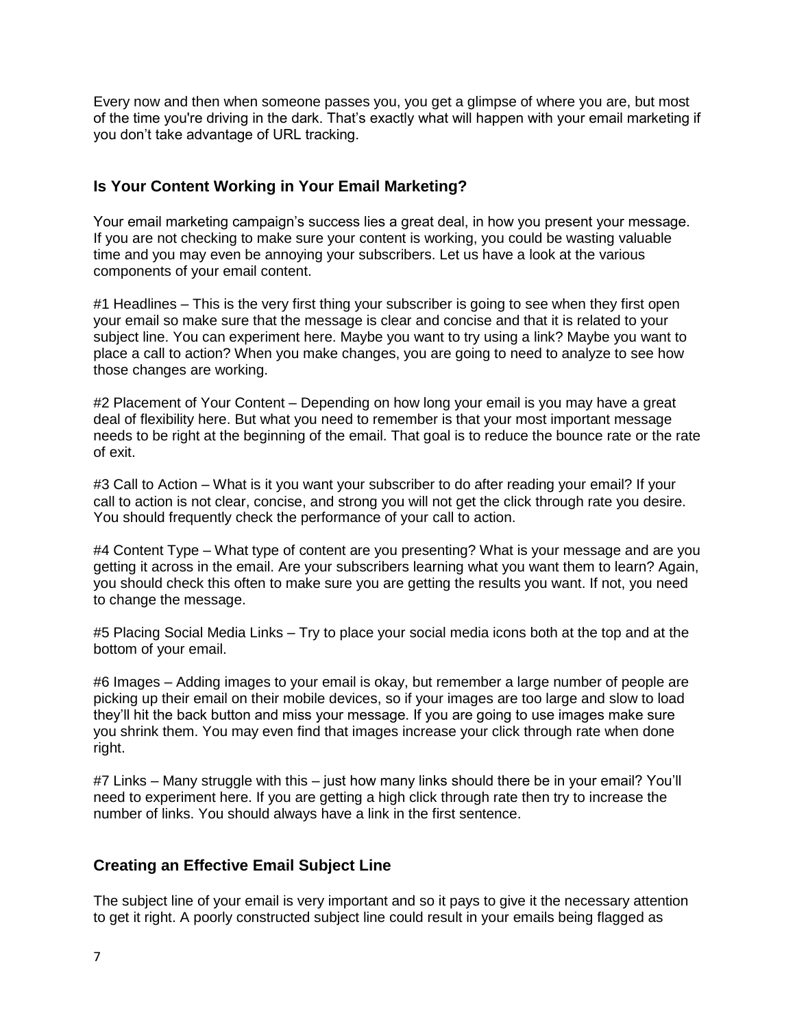Every now and then when someone passes you, you get a glimpse of where you are, but most of the time you're driving in the dark. That's exactly what will happen with your email marketing if you don't take advantage of URL tracking.

## Is Your Content Working in Your Email Marketing?

Your email marketing campaign's success lies a great deal, in how you present your message. If you are not checking to make sure your content is working, you could be wasting valuable time and you may even be annoying your subscribers. Let us have a look at the various components of your email content.

#1 Headlines – This is the very first thing your subscriber is going to see when they first open your email so make sure that the message is clear and concise and that it is related to your subject line. You can experiment here. Maybe you want to try using a link? Maybe you want to place a call to action? When you make changes, you are going to need to analyze to see how those changes are working.

#2 Placement of Your Content – Depending on how long your email is you may have a great deal of flexibility here. But what you need to remember is that your most important message needs to be right at the beginning of the email. That goal is to reduce the bounce rate or the rate of exit.

#3 Call to Action – What is it you want your subscriber to do after reading your email? If your call to action is not clear, concise, and strong you will not get the click through rate you desire. You should frequently check the performance of your call to action.

#4 Content Type – What type of content are you presenting? What is your message and are you getting it across in the email. Are your subscribers learning what you want them to learn? Again, you should check this often to make sure you are getting the results you want. If not, you need to change the message.

#5 Placing Social Media Links – Try to place your social media icons both at the top and at the bottom of your email.

#6 Images – Adding images to your email is okay, but remember a large number of people are picking up their email on their mobile devices, so if your images are too large and slow to load they'll hit the back button and miss your message. If you are going to use images make sure you shrink them. You may even find that images increase your click through rate when done right.

#7 Links – Many struggle with this – just how many links should there be in your email? You'll need to experiment here. If you are getting a high click through rate then try to increase the number of links. You should always have a link in the first sentence.

## Creating an Effective Email Subject Line

The subject line of your email is very important and so it pays to give it the necessary attention to get it right. A poorly constructed subject line could result in your emails being flagged as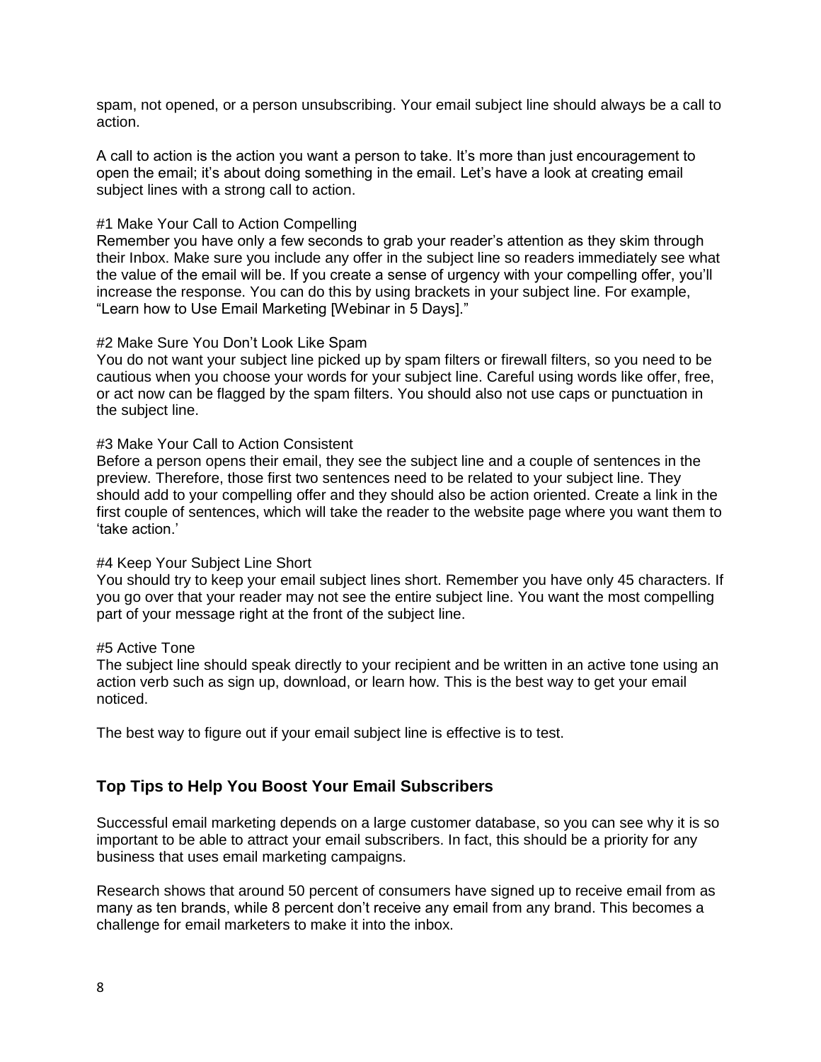spam, not opened, or a person unsubscribing. Your email subject line should always be a call to action.

A call to action is the action you want a person to take. It's more than just encouragement to open the email; it's about doing something in the email. Let's have a look at creating email subject lines with a strong call to action.

#1 Make Your Call to Action Compelling
Remember you have only a few seconds to grab your reader's attention as they skim through their Inbox. Make sure you include any offer in the subject line so readers immediately see what the value of the email will be. If you create a sense of urgency with your compelling offer, you'll increase the response. You can do this by using brackets in your subject line. For example, "Learn how to Use Email Marketing [Webinar in 5 Days]."

#2 Make Sure You Don't Look Like Spam
You do not want your subject line picked up by spam filters or firewall filters, so you need to be cautious when you choose your words for your subject line. Careful using words like offer, free, or act now can be flagged by the spam filters. You should also not use caps or punctuation in the subject line.

#3 Make Your Call to Action Consistent
Before a person opens their email, they see the subject line and a couple of sentences in the preview. Therefore, those first two sentences need to be related to your subject line. They should add to your compelling offer and they should also be action oriented. Create a link in the first couple of sentences, which will take the reader to the website page where you want them to 'take action.'

#4 Keep Your Subject Line Short
You should try to keep your email subject lines short. Remember you have only 45 characters. If you go over that your reader may not see the entire subject line. You want the most compelling part of your message right at the front of the subject line.

#5 Active Tone
The subject line should speak directly to your recipient and be written in an active tone using an action verb such as sign up, download, or learn how. This is the best way to get your email noticed.

The best way to figure out if your email subject line is effective is to test.

## Top Tips to Help You Boost Your Email Subscribers

Successful email marketing depends on a large customer database, so you can see why it is so important to be able to attract your email subscribers. In fact, this should be a priority for any business that uses email marketing campaigns.

Research shows that around 50 percent of consumers have signed up to receive email from as many as ten brands, while 8 percent don't receive any email from any brand. This becomes a challenge for email marketers to make it into the inbox.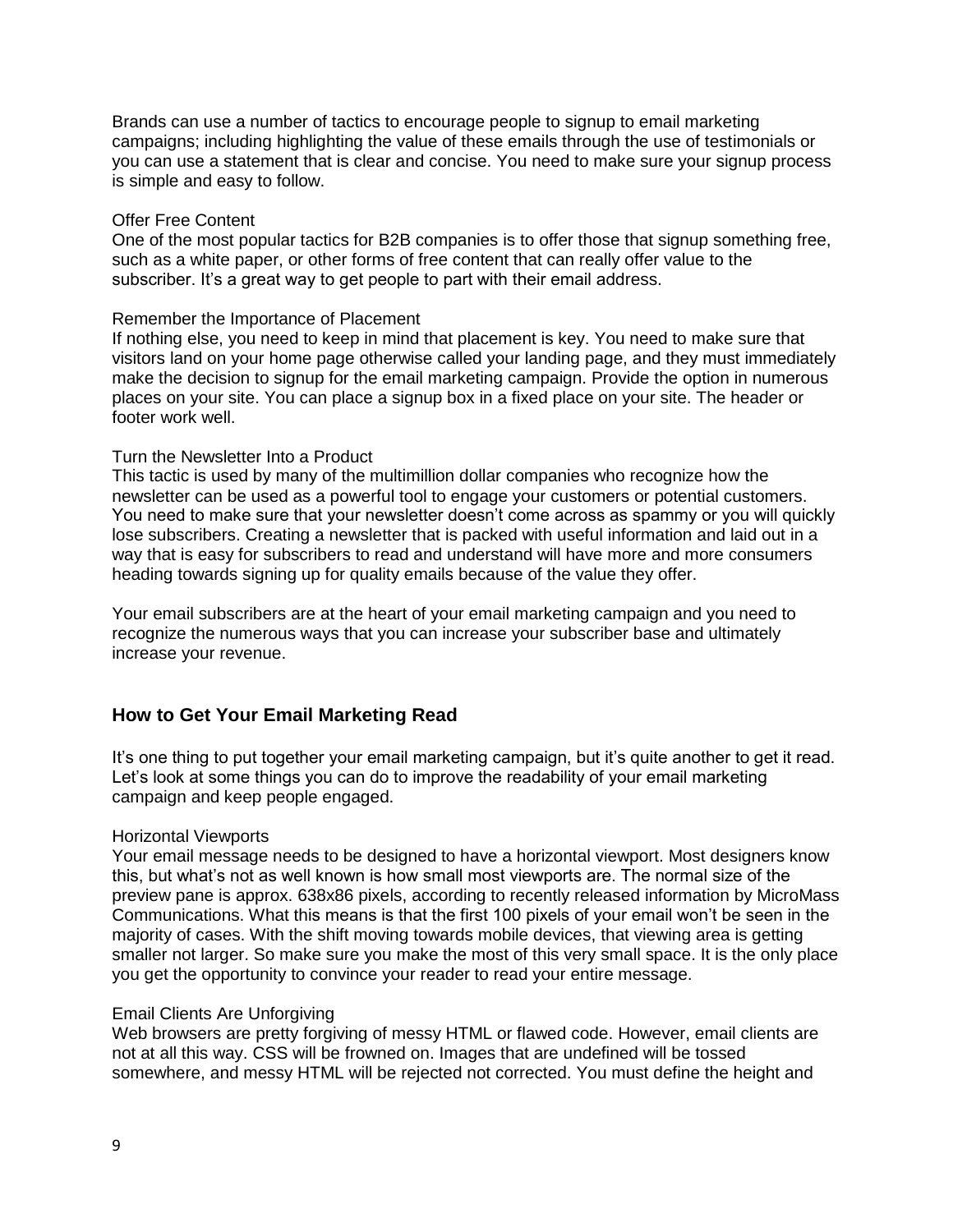Brands can use a number of tactics to encourage people to signup to email marketing campaigns; including highlighting the value of these emails through the use of testimonials or you can use a statement that is clear and concise. You need to make sure your signup process is simple and easy to follow.

Offer Free Content

One of the most popular tactics for B2B companies is to offer those that signup something free, such as a white paper, or other forms of free content that can really offer value to the subscriber. It's a great way to get people to part with their email address.

Remember the Importance of Placement

If nothing else, you need to keep in mind that placement is key. You need to make sure that visitors land on your home page otherwise called your landing page, and they must immediately make the decision to signup for the email marketing campaign. Provide the option in numerous places on your site. You can place a signup box in a fixed place on your site. The header or footer work well.

Turn the Newsletter Into a Product

This tactic is used by many of the multimillion dollar companies who recognize how the newsletter can be used as a powerful tool to engage your customers or potential customers. You need to make sure that your newsletter doesn't come across as spammy or you will quickly lose subscribers. Creating a newsletter that is packed with useful information and laid out in a way that is easy for subscribers to read and understand will have more and more consumers heading towards signing up for quality emails because of the value they offer.

Your email subscribers are at the heart of your email marketing campaign and you need to recognize the numerous ways that you can increase your subscriber base and ultimately increase your revenue.

## How to Get Your Email Marketing Read

It's one thing to put together your email marketing campaign, but it's quite another to get it read. Let's look at some things you can do to improve the readability of your email marketing campaign and keep people engaged.

Horizontal Viewports

Your email message needs to be designed to have a horizontal viewport. Most designers know this, but what's not as well known is how small most viewports are. The normal size of the preview pane is approx. 638x86 pixels, according to recently released information by MicroMass Communications. What this means is that the first 100 pixels of your email won't be seen in the majority of cases. With the shift moving towards mobile devices, that viewing area is getting smaller not larger. So make sure you make the most of this very small space. It is the only place you get the opportunity to convince your reader to read your entire message.

Email Clients Are Unforgiving

Web browsers are pretty forgiving of messy HTML or flawed code. However, email clients are not at all this way. CSS will be frowned on. Images that are undefined will be tossed somewhere, and messy HTML will be rejected not corrected. You must define the height and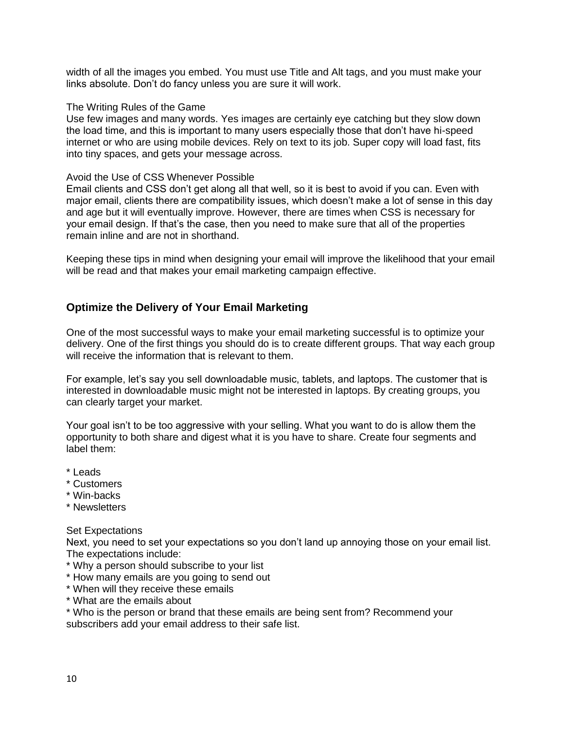width of all the images you embed. You must use Title and Alt tags, and you must make your links absolute. Don't do fancy unless you are sure it will work.

The Writing Rules of the Game
Use few images and many words. Yes images are certainly eye catching but they slow down the load time, and this is important to many users especially those that don't have hi-speed internet or who are using mobile devices. Rely on text to its job. Super copy will load fast, fits into tiny spaces, and gets your message across.

Avoid the Use of CSS Whenever Possible
Email clients and CSS don't get along all that well, so it is best to avoid if you can. Even with major email, clients there are compatibility issues, which doesn't make a lot of sense in this day and age but it will eventually improve. However, there are times when CSS is necessary for your email design. If that's the case, then you need to make sure that all of the properties remain inline and are not in shorthand.

Keeping these tips in mind when designing your email will improve the likelihood that your email will be read and that makes your email marketing campaign effective.

### Optimize the Delivery of Your Email Marketing

One of the most successful ways to make your email marketing successful is to optimize your delivery. One of the first things you should do is to create different groups. That way each group will receive the information that is relevant to them.

For example, let's say you sell downloadable music, tablets, and laptops. The customer that is interested in downloadable music might not be interested in laptops. By creating groups, you can clearly target your market.

Your goal isn't to be too aggressive with your selling. What you want to do is allow them the opportunity to both share and digest what it is you have to share. Create four segments and label them:

* Leads
* Customers
* Win-backs
* Newsletters

Set Expectations
Next, you need to set your expectations so you don't land up annoying those on your email list. The expectations include:

* Why a person should subscribe to your list
* How many emails are you going to send out
* When will they receive these emails
* What are the emails about
* Who is the person or brand that these emails are being sent from? Recommend your subscribers add your email address to their safe list.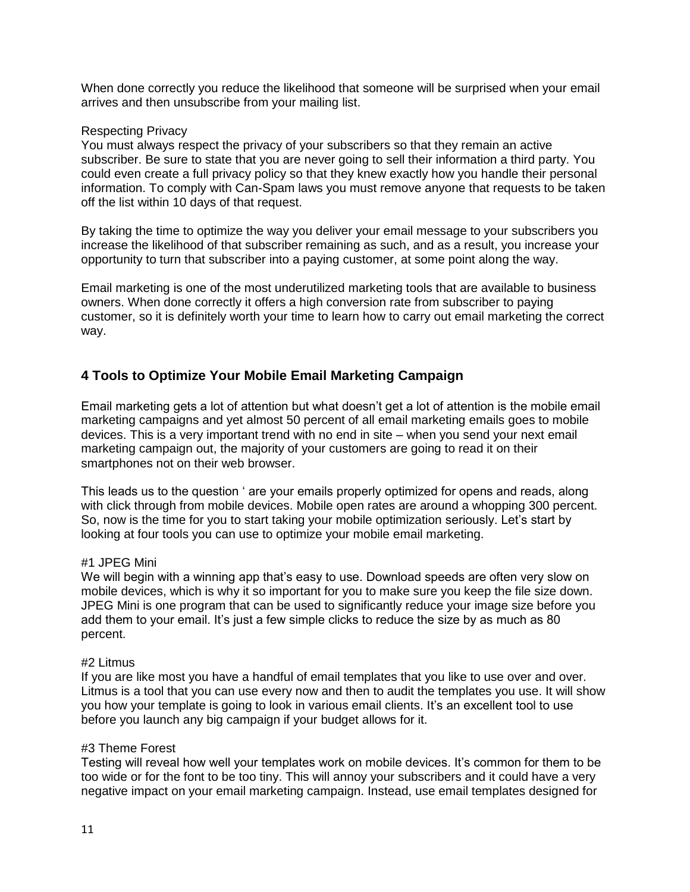When done correctly you reduce the likelihood that someone will be surprised when your email arrives and then unsubscribe from your mailing list.

Respecting Privacy
You must always respect the privacy of your subscribers so that they remain an active subscriber. Be sure to state that you are never going to sell their information a third party. You could even create a full privacy policy so that they knew exactly how you handle their personal information. To comply with Can-Spam laws you must remove anyone that requests to be taken off the list within 10 days of that request.

By taking the time to optimize the way you deliver your email message to your subscribers you increase the likelihood of that subscriber remaining as such, and as a result, you increase your opportunity to turn that subscriber into a paying customer, at some point along the way.

Email marketing is one of the most underutilized marketing tools that are available to business owners. When done correctly it offers a high conversion rate from subscriber to paying customer, so it is definitely worth your time to learn how to carry out email marketing the correct way.

## 4 Tools to Optimize Your Mobile Email Marketing Campaign

Email marketing gets a lot of attention but what doesn't get a lot of attention is the mobile email marketing campaigns and yet almost 50 percent of all email marketing emails goes to mobile devices. This is a very important trend with no end in site – when you send your next email marketing campaign out, the majority of your customers are going to read it on their smartphones not on their web browser.

This leads us to the question ' are your emails properly optimized for opens and reads, along with click through from mobile devices. Mobile open rates are around a whopping 300 percent. So, now is the time for you to start taking your mobile optimization seriously. Let's start by looking at four tools you can use to optimize your mobile email marketing.

#1 JPEG Mini
We will begin with a winning app that's easy to use. Download speeds are often very slow on mobile devices, which is why it so important for you to make sure you keep the file size down. JPEG Mini is one program that can be used to significantly reduce your image size before you add them to your email. It's just a few simple clicks to reduce the size by as much as 80 percent.

#2 Litmus
If you are like most you have a handful of email templates that you like to use over and over. Litmus is a tool that you can use every now and then to audit the templates you use. It will show you how your template is going to look in various email clients. It's an excellent tool to use before you launch any big campaign if your budget allows for it.

#3 Theme Forest
Testing will reveal how well your templates work on mobile devices. It's common for them to be too wide or for the font to be too tiny. This will annoy your subscribers and it could have a very negative impact on your email marketing campaign. Instead, use email templates designed for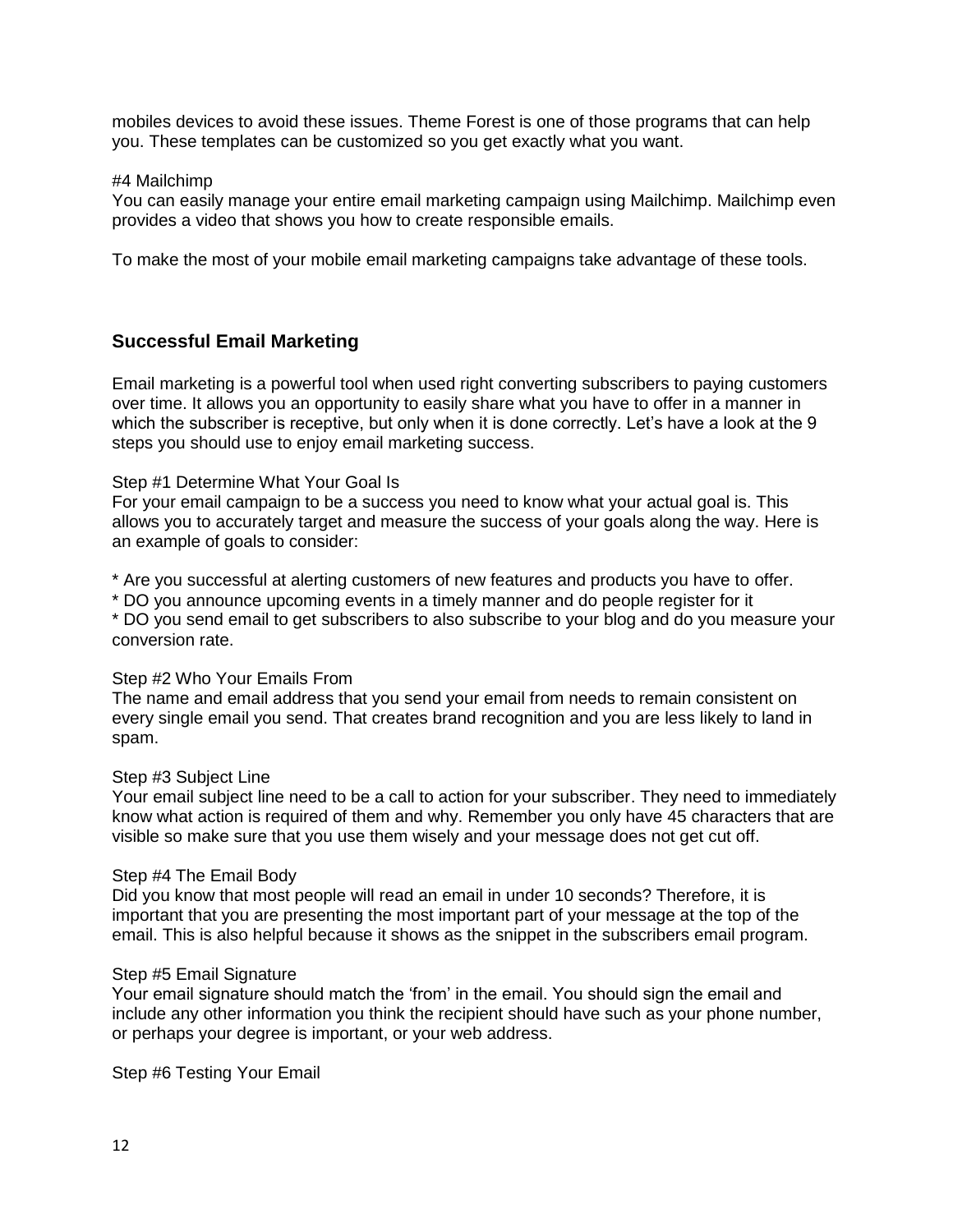mobiles devices to avoid these issues. Theme Forest is one of those programs that can help you. These templates can be customized so you get exactly what you want.

#4 Mailchimp
You can easily manage your entire email marketing campaign using Mailchimp. Mailchimp even provides a video that shows you how to create responsible emails.

To make the most of your mobile email marketing campaigns take advantage of these tools.

## Successful Email Marketing

Email marketing is a powerful tool when used right converting subscribers to paying customers over time. It allows you an opportunity to easily share what you have to offer in a manner in which the subscriber is receptive, but only when it is done correctly. Let's have a look at the 9 steps you should use to enjoy email marketing success.

Step #1 Determine What Your Goal Is
For your email campaign to be a success you need to know what your actual goal is. This allows you to accurately target and measure the success of your goals along the way. Here is an example of goals to consider:

* Are you successful at alerting customers of new features and products you have to offer.
* DO you announce upcoming events in a timely manner and do people register for it
* DO you send email to get subscribers to also subscribe to your blog and do you measure your conversion rate.

Step #2 Who Your Emails From
The name and email address that you send your email from needs to remain consistent on every single email you send. That creates brand recognition and you are less likely to land in spam.

Step #3 Subject Line
Your email subject line need to be a call to action for your subscriber. They need to immediately know what action is required of them and why. Remember you only have 45 characters that are visible so make sure that you use them wisely and your message does not get cut off.

Step #4 The Email Body
Did you know that most people will read an email in under 10 seconds? Therefore, it is important that you are presenting the most important part of your message at the top of the email. This is also helpful because it shows as the snippet in the subscribers email program.

Step #5 Email Signature
Your email signature should match the 'from' in the email. You should sign the email and include any other information you think the recipient should have such as your phone number, or perhaps your degree is important, or your web address.

Step #6 Testing Your Email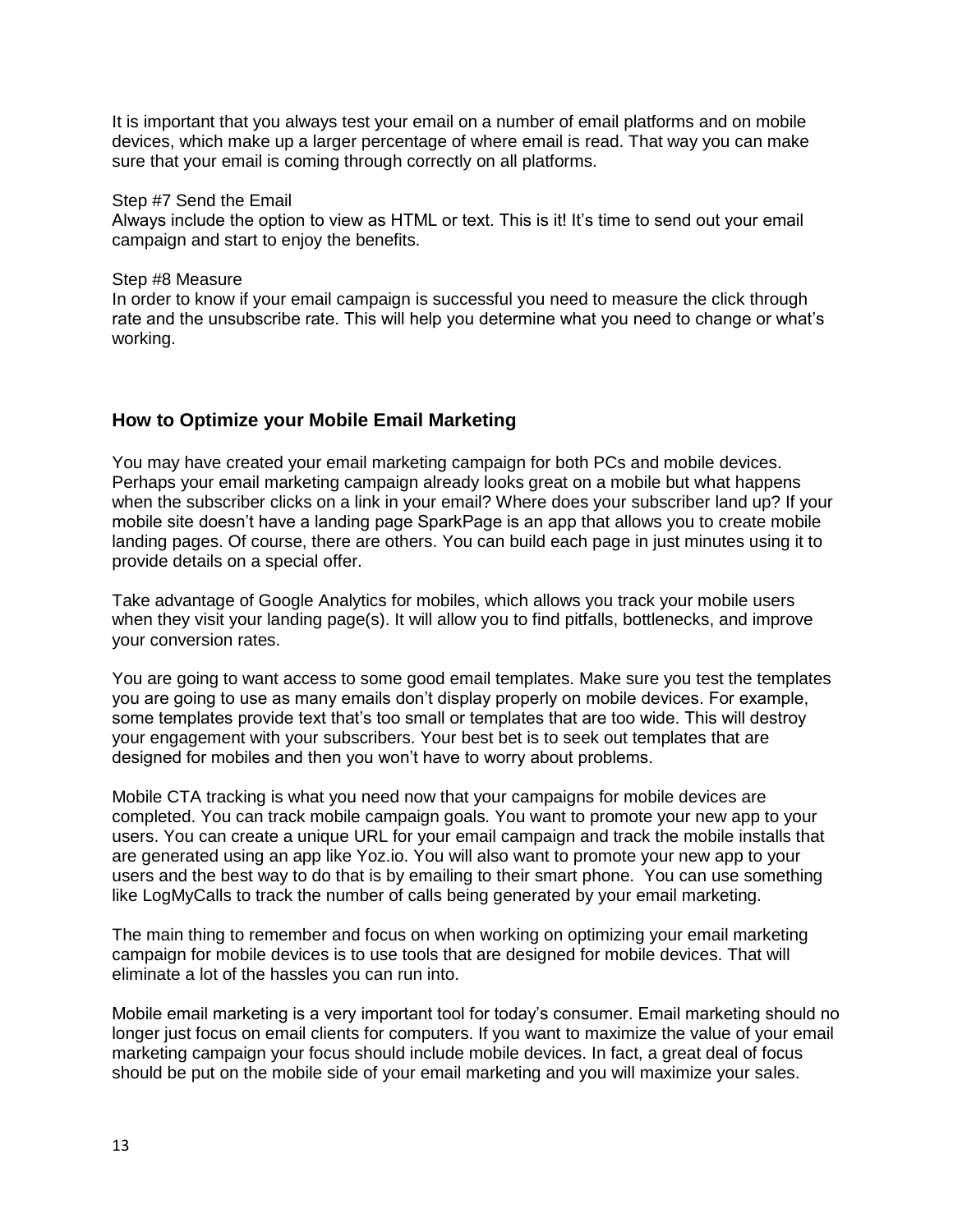It is important that you always test your email on a number of email platforms and on mobile devices, which make up a larger percentage of where email is read. That way you can make sure that your email is coming through correctly on all platforms.

Step #7 Send the Email
Always include the option to view as HTML or text. This is it! It's time to send out your email campaign and start to enjoy the benefits.

Step #8 Measure
In order to know if your email campaign is successful you need to measure the click through rate and the unsubscribe rate. This will help you determine what you need to change or what's working.

### How to Optimize your Mobile Email Marketing

You may have created your email marketing campaign for both PCs and mobile devices. Perhaps your email marketing campaign already looks great on a mobile but what happens when the subscriber clicks on a link in your email? Where does your subscriber land up? If your mobile site doesn't have a landing page SparkPage is an app that allows you to create mobile landing pages. Of course, there are others. You can build each page in just minutes using it to provide details on a special offer.

Take advantage of Google Analytics for mobiles, which allows you track your mobile users when they visit your landing page(s). It will allow you to find pitfalls, bottlenecks, and improve your conversion rates.

You are going to want access to some good email templates. Make sure you test the templates you are going to use as many emails don't display properly on mobile devices. For example, some templates provide text that's too small or templates that are too wide. This will destroy your engagement with your subscribers. Your best bet is to seek out templates that are designed for mobiles and then you won't have to worry about problems.

Mobile CTA tracking is what you need now that your campaigns for mobile devices are completed. You can track mobile campaign goals. You want to promote your new app to your users. You can create a unique URL for your email campaign and track the mobile installs that are generated using an app like Yoz.io. You will also want to promote your new app to your users and the best way to do that is by emailing to their smart phone. You can use something like LogMyCalls to track the number of calls being generated by your email marketing.

The main thing to remember and focus on when working on optimizing your email marketing campaign for mobile devices is to use tools that are designed for mobile devices. That will eliminate a lot of the hassles you can run into.

Mobile email marketing is a very important tool for today's consumer. Email marketing should no longer just focus on email clients for computers. If you want to maximize the value of your email marketing campaign your focus should include mobile devices. In fact, a great deal of focus should be put on the mobile side of your email marketing and you will maximize your sales.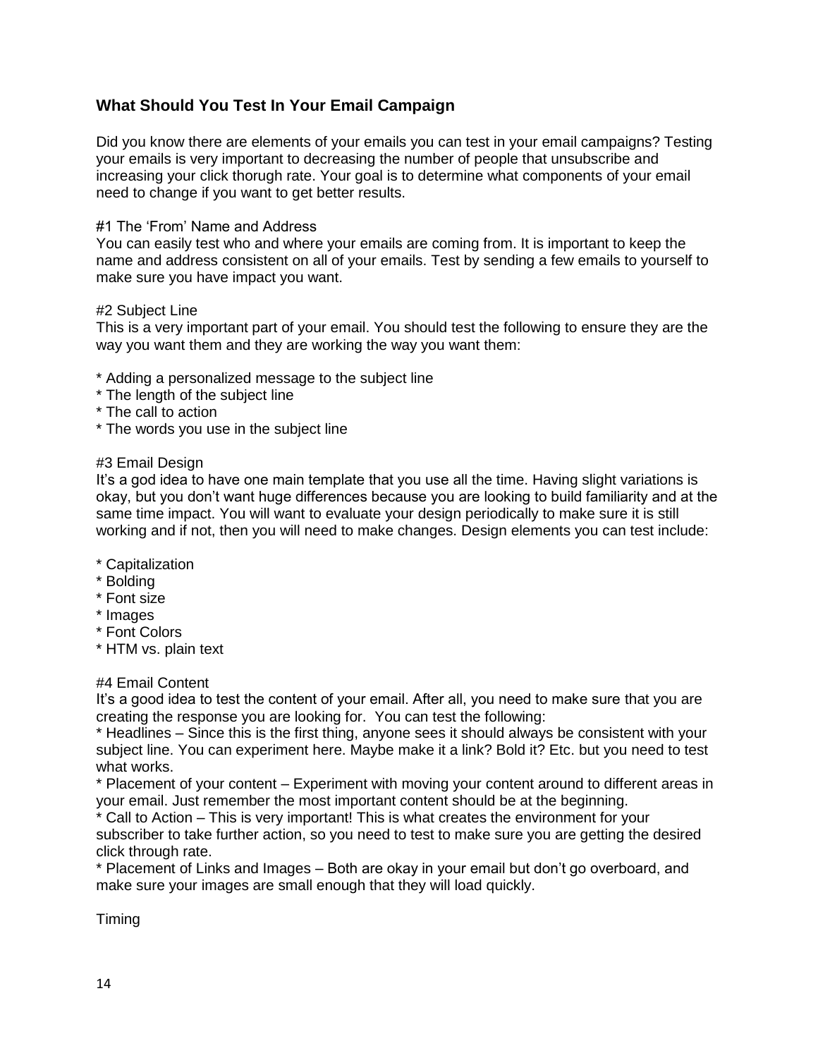## What Should You Test In Your Email Campaign

Did you know there are elements of your emails you can test in your email campaigns? Testing your emails is very important to decreasing the number of people that unsubscribe and increasing your click thorugh rate. Your goal is to determine what components of your email need to change if you want to get better results.

#1 The ‘From’ Name and Address

You can easily test who and where your emails are coming from. It is important to keep the name and address consistent on all of your emails. Test by sending a few emails to yourself to make sure you have impact you want.

#2 Subject Line

This is a very important part of your email. You should test the following to ensure they are the way you want them and they are working the way you want them:

* Adding a personalized message to the subject line
* The length of the subject line
* The call to action
* The words you use in the subject line

#3 Email Design

It’s a god idea to have one main template that you use all the time. Having slight variations is okay, but you don’t want huge differences because you are looking to build familiarity and at the same time impact. You will want to evaluate your design periodically to make sure it is still working and if not, then you will need to make changes. Design elements you can test include:

* Capitalization
* Bolding
* Font size
* Images
* Font Colors
* HTM vs. plain text

#4 Email Content

It’s a good idea to test the content of your email. After all, you need to make sure that you are creating the response you are looking for.  You can test the following:

* Headlines – Since this is the first thing, anyone sees it should always be consistent with your subject line. You can experiment here. Maybe make it a link? Bold it? Etc. but you need to test what works.
* Placement of your content – Experiment with moving your content around to different areas in your email. Just remember the most important content should be at the beginning.
* Call to Action – This is very important! This is what creates the environment for your subscriber to take further action, so you need to test to make sure you are getting the desired click through rate.
* Placement of Links and Images – Both are okay in your email but don’t go overboard, and make sure your images are small enough that they will load quickly.

Timing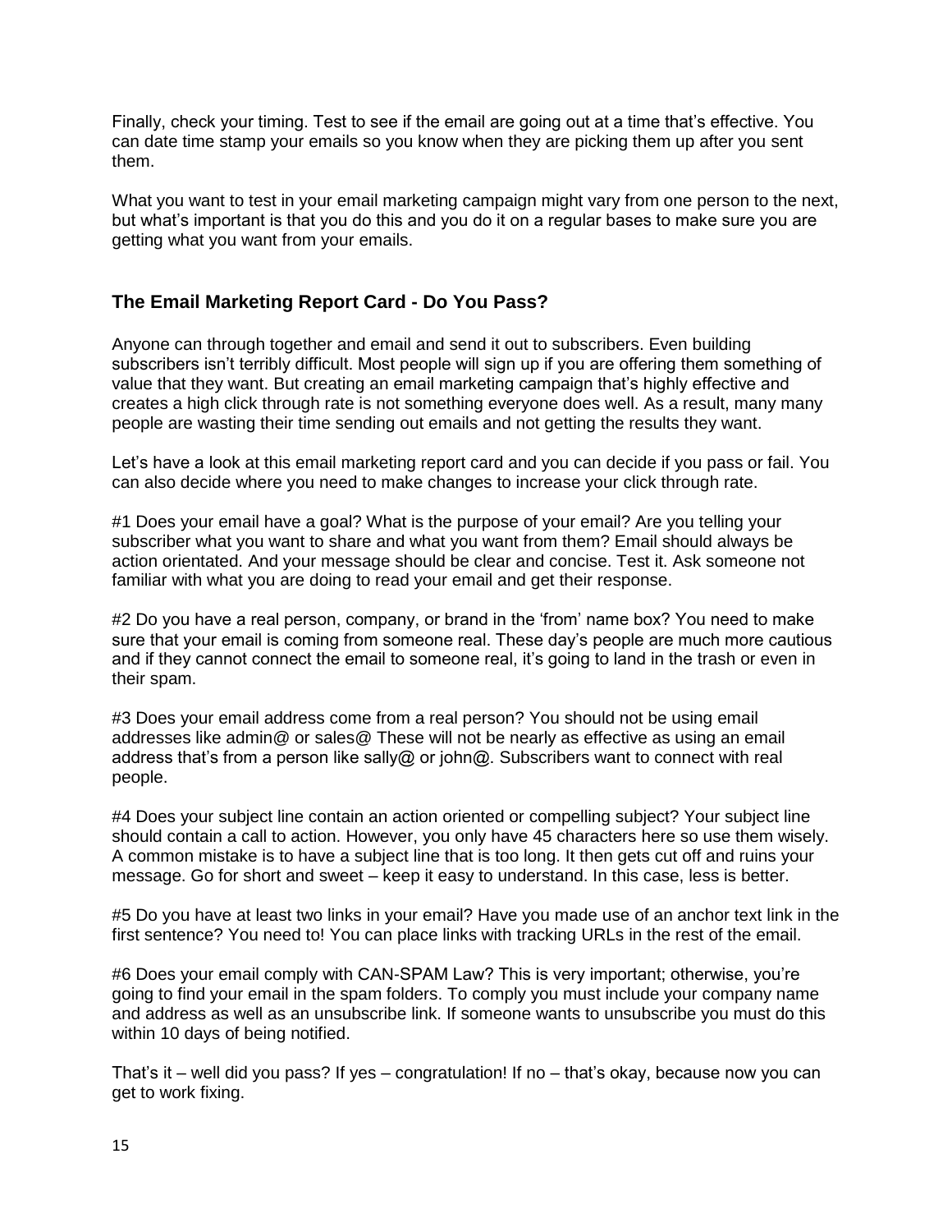Finally, check your timing. Test to see if the email are going out at a time that's effective. You can date time stamp your emails so you know when they are picking them up after you sent them.

What you want to test in your email marketing campaign might vary from one person to the next, but what's important is that you do this and you do it on a regular bases to make sure you are getting what you want from your emails.

## The Email Marketing Report Card - Do You Pass?

Anyone can through together and email and send it out to subscribers. Even building subscribers isn't terribly difficult. Most people will sign up if you are offering them something of value that they want. But creating an email marketing campaign that's highly effective and creates a high click through rate is not something everyone does well. As a result, many many people are wasting their time sending out emails and not getting the results they want.

Let's have a look at this email marketing report card and you can decide if you pass or fail. You can also decide where you need to make changes to increase your click through rate.

#1 Does your email have a goal? What is the purpose of your email? Are you telling your subscriber what you want to share and what you want from them? Email should always be action orientated. And your message should be clear and concise. Test it. Ask someone not familiar with what you are doing to read your email and get their response.

#2 Do you have a real person, company, or brand in the 'from' name box? You need to make sure that your email is coming from someone real. These day's people are much more cautious and if they cannot connect the email to someone real, it's going to land in the trash or even in their spam.

#3 Does your email address come from a real person? You should not be using email addresses like admin@ or sales@ These will not be nearly as effective as using an email address that's from a person like sally@ or john@. Subscribers want to connect with real people.

#4 Does your subject line contain an action oriented or compelling subject? Your subject line should contain a call to action. However, you only have 45 characters here so use them wisely. A common mistake is to have a subject line that is too long. It then gets cut off and ruins your message. Go for short and sweet – keep it easy to understand. In this case, less is better.

#5 Do you have at least two links in your email? Have you made use of an anchor text link in the first sentence? You need to! You can place links with tracking URLs in the rest of the email.

#6 Does your email comply with CAN-SPAM Law? This is very important; otherwise, you're going to find your email in the spam folders. To comply you must include your company name and address as well as an unsubscribe link. If someone wants to unsubscribe you must do this within 10 days of being notified.

That's it – well did you pass? If yes – congratulation! If no – that's okay, because now you can get to work fixing.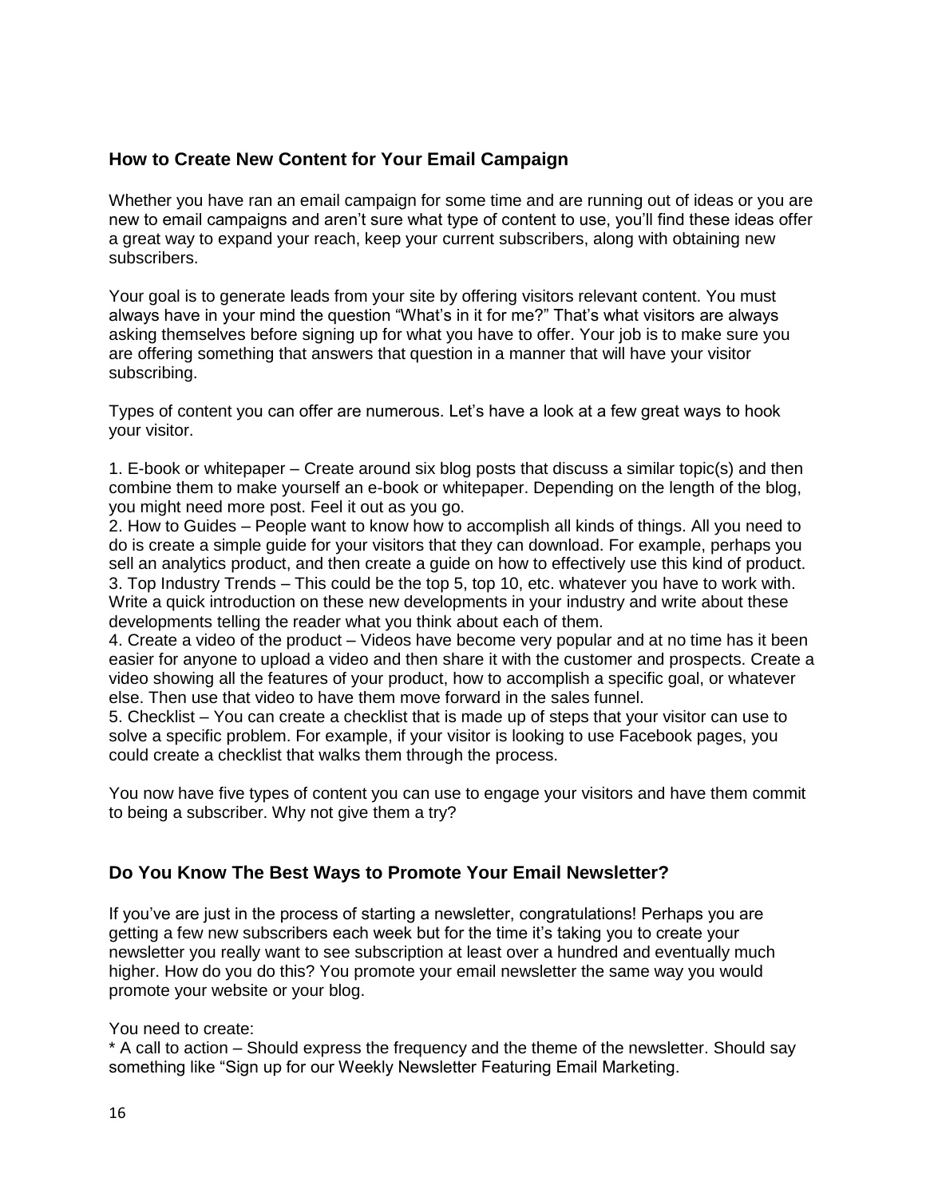## How to Create New Content for Your Email Campaign

Whether you have ran an email campaign for some time and are running out of ideas or you are new to email campaigns and aren't sure what type of content to use, you'll find these ideas offer a great way to expand your reach, keep your current subscribers, along with obtaining new subscribers.

Your goal is to generate leads from your site by offering visitors relevant content. You must always have in your mind the question "What's in it for me?" That's what visitors are always asking themselves before signing up for what you have to offer. Your job is to make sure you are offering something that answers that question in a manner that will have your visitor subscribing.

Types of content you can offer are numerous. Let's have a look at a few great ways to hook your visitor.

1. E-book or whitepaper – Create around six blog posts that discuss a similar topic(s) and then combine them to make yourself an e-book or whitepaper. Depending on the length of the blog, you might need more post. Feel it out as you go.
2. How to Guides – People want to know how to accomplish all kinds of things. All you need to do is create a simple guide for your visitors that they can download. For example, perhaps you sell an analytics product, and then create a guide on how to effectively use this kind of product.
3. Top Industry Trends – This could be the top 5, top 10, etc. whatever you have to work with. Write a quick introduction on these new developments in your industry and write about these developments telling the reader what you think about each of them.
4. Create a video of the product – Videos have become very popular and at no time has it been easier for anyone to upload a video and then share it with the customer and prospects. Create a video showing all the features of your product, how to accomplish a specific goal, or whatever else. Then use that video to have them move forward in the sales funnel.
5. Checklist – You can create a checklist that is made up of steps that your visitor can use to solve a specific problem. For example, if your visitor is looking to use Facebook pages, you could create a checklist that walks them through the process.

You now have five types of content you can use to engage your visitors and have them commit to being a subscriber. Why not give them a try?

## Do You Know The Best Ways to Promote Your Email Newsletter?

If you've are just in the process of starting a newsletter, congratulations! Perhaps you are getting a few new subscribers each week but for the time it's taking you to create your newsletter you really want to see subscription at least over a hundred and eventually much higher. How do you do this? You promote your email newsletter the same way you would promote your website or your blog.

You need to create:

* A call to action – Should express the frequency and the theme of the newsletter. Should say something like "Sign up for our Weekly Newsletter Featuring Email Marketing.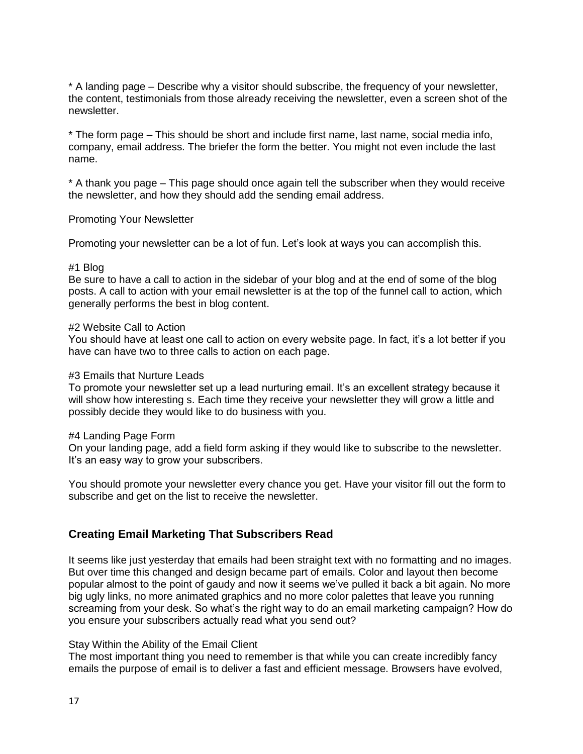* A landing page – Describe why a visitor should subscribe, the frequency of your newsletter, the content, testimonials from those already receiving the newsletter, even a screen shot of the newsletter.

* The form page – This should be short and include first name, last name, social media info, company, email address. The briefer the form the better. You might not even include the last name.

* A thank you page – This page should once again tell the subscriber when they would receive the newsletter, and how they should add the sending email address.

Promoting Your Newsletter

Promoting your newsletter can be a lot of fun. Let's look at ways you can accomplish this.

#1 Blog
Be sure to have a call to action in the sidebar of your blog and at the end of some of the blog posts. A call to action with your email newsletter is at the top of the funnel call to action, which generally performs the best in blog content.

#2 Website Call to Action
You should have at least one call to action on every website page. In fact, it's a lot better if you have can have two to three calls to action on each page.

#3 Emails that Nurture Leads
To promote your newsletter set up a lead nurturing email. It's an excellent strategy because it will show how interesting s. Each time they receive your newsletter they will grow a little and possibly decide they would like to do business with you.

#4 Landing Page Form
On your landing page, add a field form asking if they would like to subscribe to the newsletter. It's an easy way to grow your subscribers.

You should promote your newsletter every chance you get. Have your visitor fill out the form to subscribe and get on the list to receive the newsletter.

## Creating Email Marketing That Subscribers Read

It seems like just yesterday that emails had been straight text with no formatting and no images. But over time this changed and design became part of emails. Color and layout then become popular almost to the point of gaudy and now it seems we've pulled it back a bit again. No more big ugly links, no more animated graphics and no more color palettes that leave you running screaming from your desk. So what's the right way to do an email marketing campaign? How do you ensure your subscribers actually read what you send out?

Stay Within the Ability of the Email Client
The most important thing you need to remember is that while you can create incredibly fancy emails the purpose of email is to deliver a fast and efficient message. Browsers have evolved,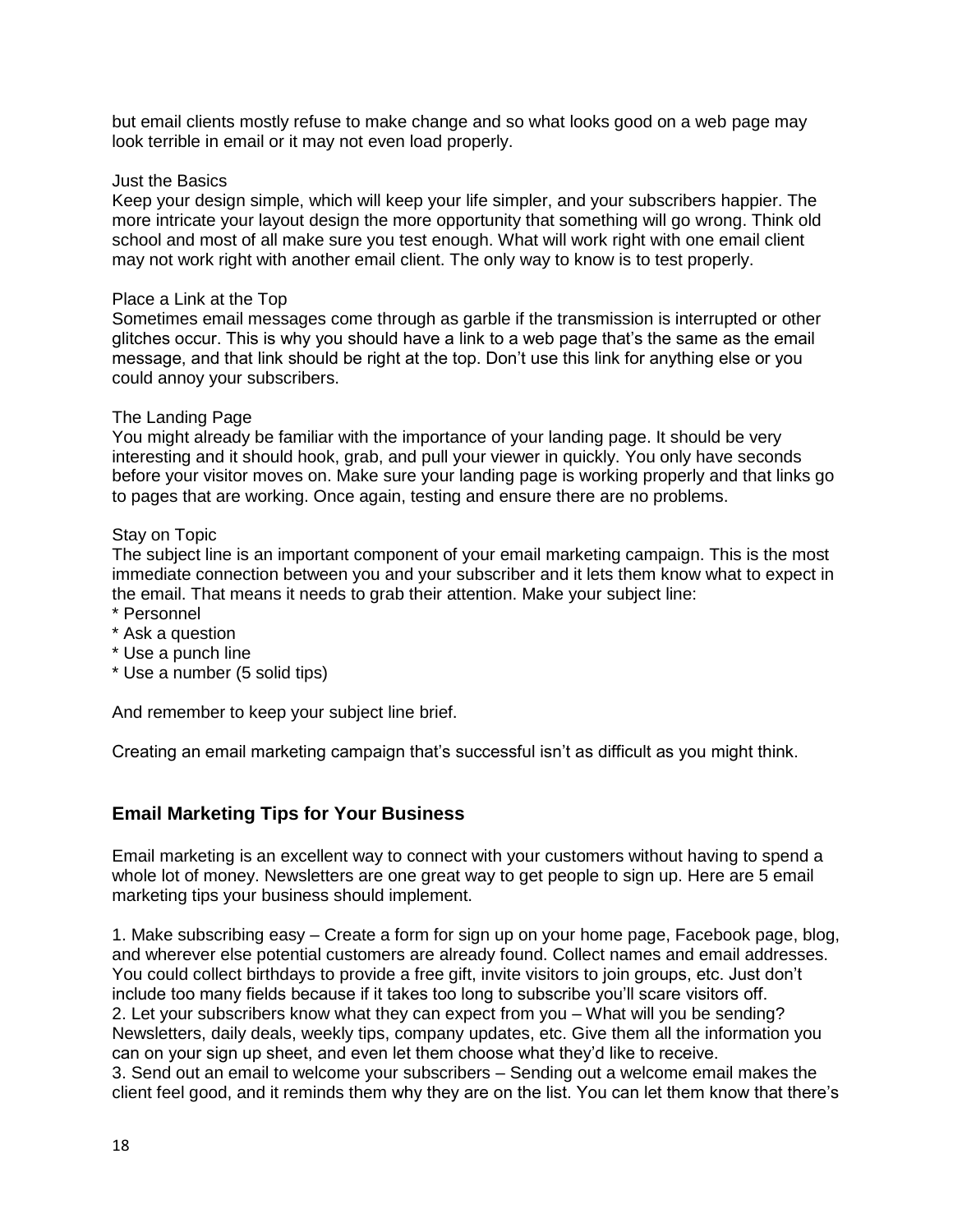but email clients mostly refuse to make change and so what looks good on a web page may look terrible in email or it may not even load properly.

Just the Basics

Keep your design simple, which will keep your life simpler, and your subscribers happier. The more intricate your layout design the more opportunity that something will go wrong. Think old school and most of all make sure you test enough. What will work right with one email client may not work right with another email client. The only way to know is to test properly.

Place a Link at the Top

Sometimes email messages come through as garble if the transmission is interrupted or other glitches occur. This is why you should have a link to a web page that's the same as the email message, and that link should be right at the top. Don't use this link for anything else or you could annoy your subscribers.

The Landing Page

You might already be familiar with the importance of your landing page. It should be very interesting and it should hook, grab, and pull your viewer in quickly. You only have seconds before your visitor moves on. Make sure your landing page is working properly and that links go to pages that are working. Once again, testing and ensure there are no problems.

Stay on Topic

The subject line is an important component of your email marketing campaign. This is the most immediate connection between you and your subscriber and it lets them know what to expect in the email. That means it needs to grab their attention. Make your subject line:

* Personnel
* Ask a question
* Use a punch line
* Use a number (5 solid tips)

And remember to keep your subject line brief.

Creating an email marketing campaign that's successful isn't as difficult as you might think.

## Email Marketing Tips for Your Business

Email marketing is an excellent way to connect with your customers without having to spend a whole lot of money. Newsletters are one great way to get people to sign up. Here are 5 email marketing tips your business should implement.

1. Make subscribing easy – Create a form for sign up on your home page, Facebook page, blog, and wherever else potential customers are already found. Collect names and email addresses. You could collect birthdays to provide a free gift, invite visitors to join groups, etc. Just don't include too many fields because if it takes too long to subscribe you'll scare visitors off.
2. Let your subscribers know what they can expect from you – What will you be sending? Newsletters, daily deals, weekly tips, company updates, etc. Give them all the information you can on your sign up sheet, and even let them choose what they'd like to receive.
3. Send out an email to welcome your subscribers – Sending out a welcome email makes the client feel good, and it reminds them why they are on the list. You can let them know that there's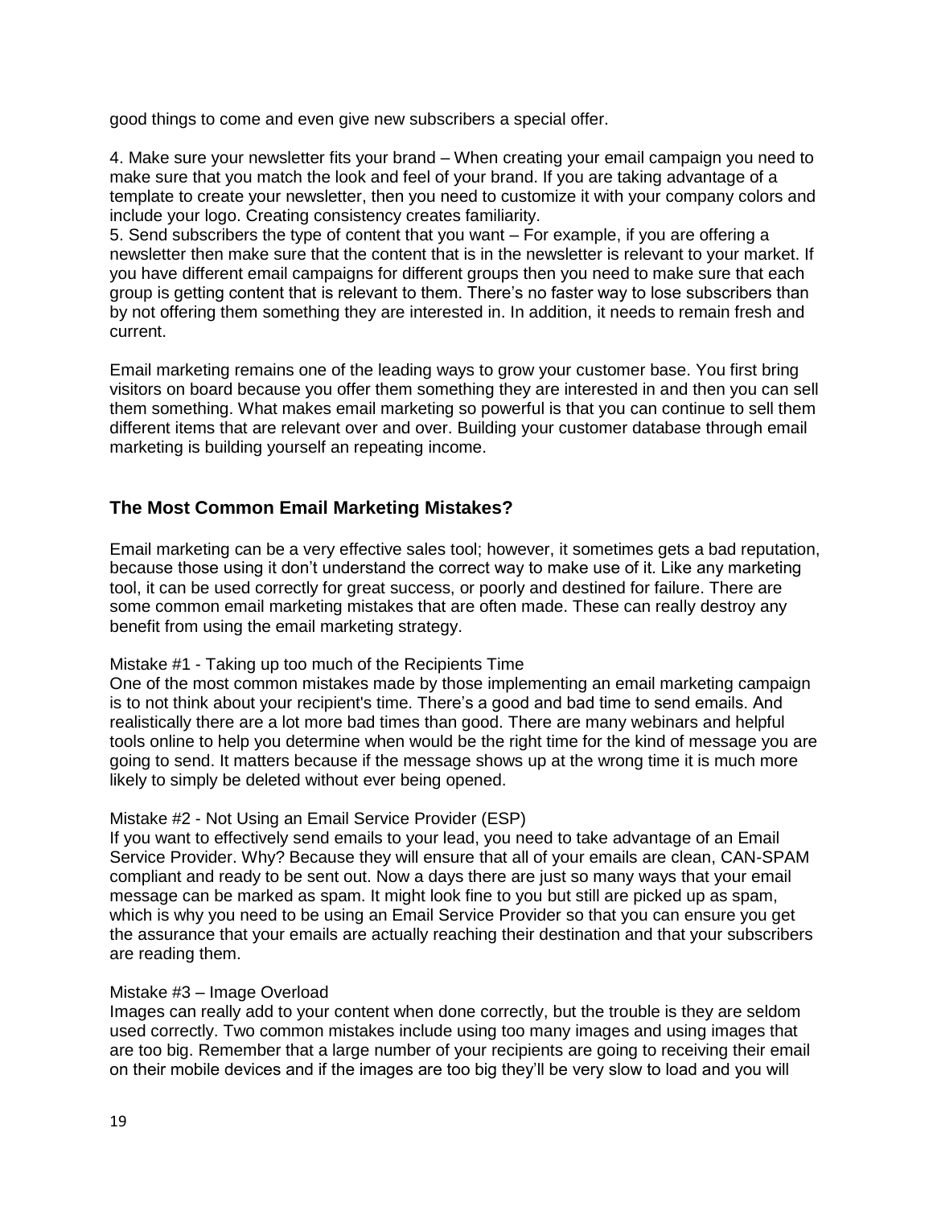good things to come and even give new subscribers a special offer.

4. Make sure your newsletter fits your brand – When creating your email campaign you need to make sure that you match the look and feel of your brand. If you are taking advantage of a template to create your newsletter, then you need to customize it with your company colors and include your logo. Creating consistency creates familiarity.
5. Send subscribers the type of content that you want – For example, if you are offering a newsletter then make sure that the content that is in the newsletter is relevant to your market. If you have different email campaigns for different groups then you need to make sure that each group is getting content that is relevant to them. There's no faster way to lose subscribers than by not offering them something they are interested in. In addition, it needs to remain fresh and current.

Email marketing remains one of the leading ways to grow your customer base. You first bring visitors on board because you offer them something they are interested in and then you can sell them something. What makes email marketing so powerful is that you can continue to sell them different items that are relevant over and over. Building your customer database through email marketing is building yourself an repeating income.

## The Most Common Email Marketing Mistakes?

Email marketing can be a very effective sales tool; however, it sometimes gets a bad reputation, because those using it don't understand the correct way to make use of it. Like any marketing tool, it can be used correctly for great success, or poorly and destined for failure. There are some common email marketing mistakes that are often made. These can really destroy any benefit from using the email marketing strategy.

Mistake #1 - Taking up too much of the Recipients Time
One of the most common mistakes made by those implementing an email marketing campaign is to not think about your recipient's time. There's a good and bad time to send emails. And realistically there are a lot more bad times than good. There are many webinars and helpful tools online to help you determine when would be the right time for the kind of message you are going to send. It matters because if the message shows up at the wrong time it is much more likely to simply be deleted without ever being opened.

Mistake #2 - Not Using an Email Service Provider (ESP)
If you want to effectively send emails to your lead, you need to take advantage of an Email Service Provider. Why? Because they will ensure that all of your emails are clean, CAN-SPAM compliant and ready to be sent out. Now a days there are just so many ways that your email message can be marked as spam. It might look fine to you but still are picked up as spam, which is why you need to be using an Email Service Provider so that you can ensure you get the assurance that your emails are actually reaching their destination and that your subscribers are reading them.

Mistake #3 – Image Overload
Images can really add to your content when done correctly, but the trouble is they are seldom used correctly. Two common mistakes include using too many images and using images that are too big. Remember that a large number of your recipients are going to receiving their email on their mobile devices and if the images are too big they'll be very slow to load and you will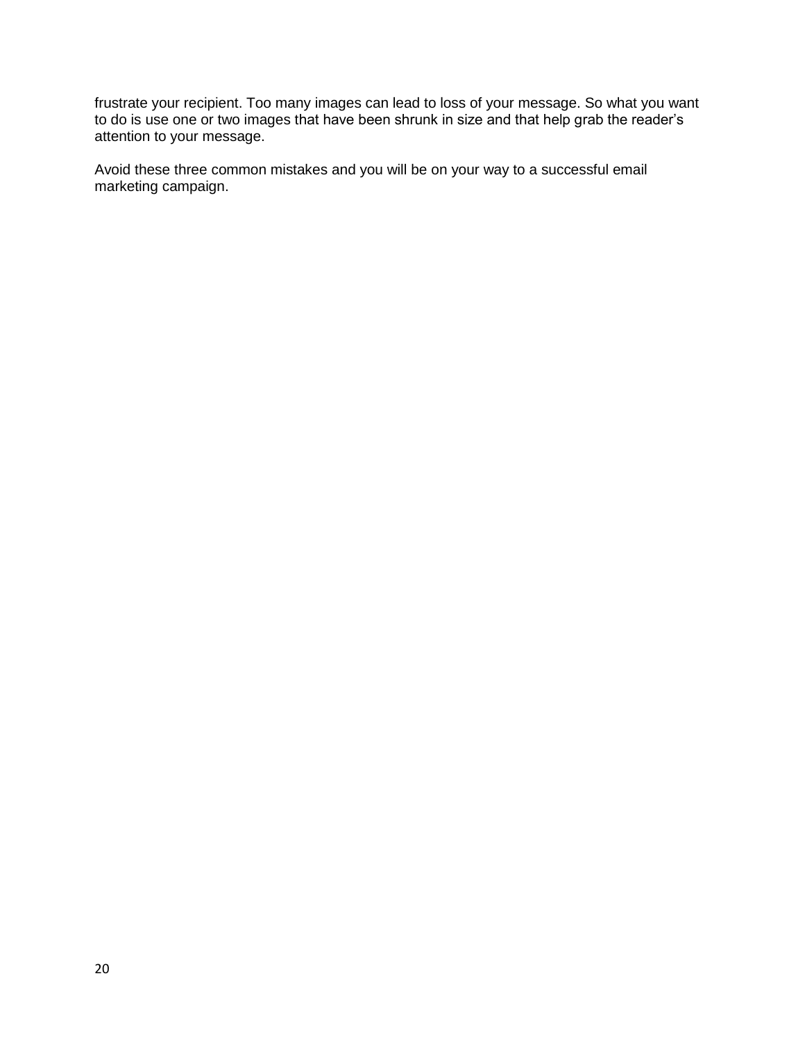frustrate your recipient. Too many images can lead to loss of your message. So what you want to do is use one or two images that have been shrunk in size and that help grab the reader's attention to your message.

Avoid these three common mistakes and you will be on your way to a successful email marketing campaign.